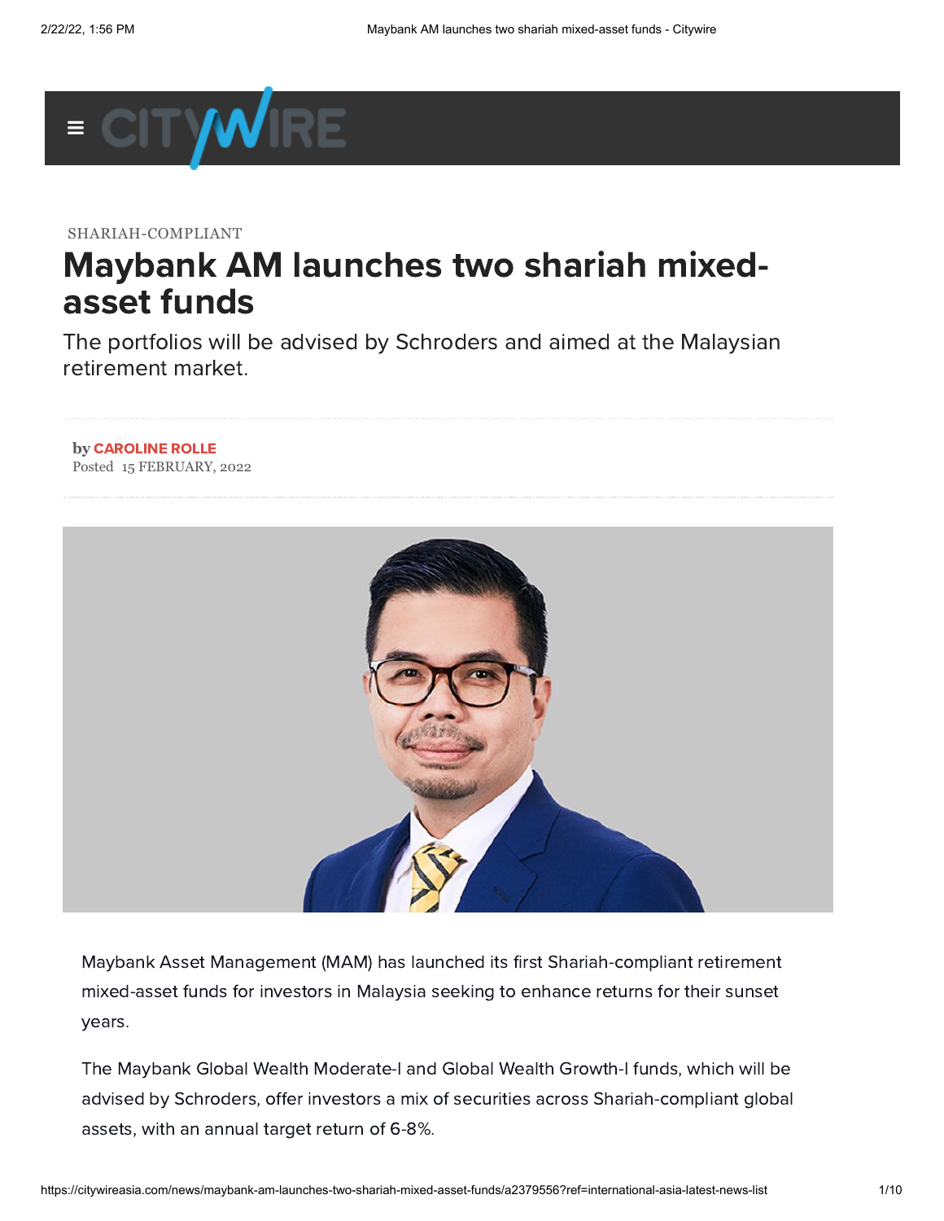SHARIAH-COMPLIANT

# Maybank AM launches two shariah mixed-asset funds

The portfolios will be advised by Schroders and aimed at the Malaysian retirement market.

by CAROLINE ROLLE
Posted 15 FEBRUARY, 2022

Maybank Asset Management (MAM) has launched its first Shariah-compliant retirement mixed-asset funds for investors in Malaysia seeking to enhance returns for their sunset years.

The Maybank Global Wealth Moderate-I and Global Wealth Growth-I funds, which will be advised by Schroders, offer investors a mix of securities across Shariah-compliant global assets, with an annual target return of 6-8%.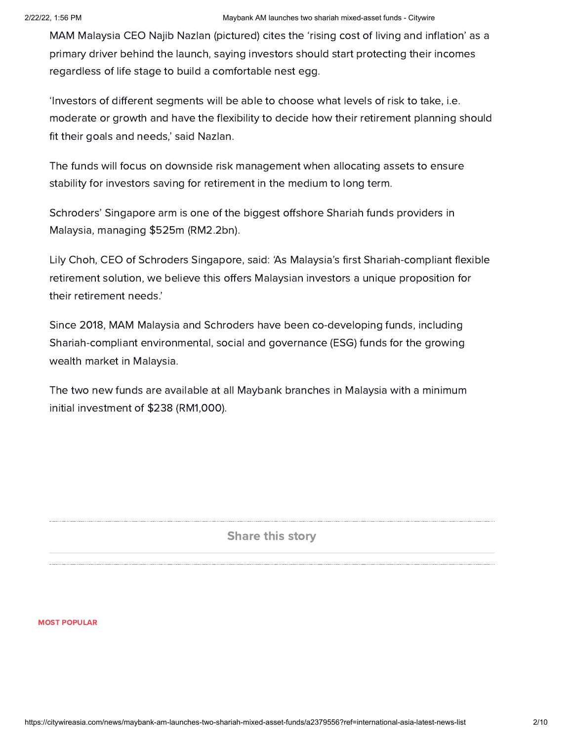MAM Malaysia CEO Najib Nazlan (pictured) cites the 'rising cost of living and inflation' as a primary driver behind the launch, saying investors should start protecting their incomes regardless of life stage to build a comfortable nest egg.

'Investors of different segments will be able to choose what levels of risk to take, i.e. moderate or growth and have the flexibility to decide how their retirement planning should fit their goals and needs,' said Nazlan.

The funds will focus on downside risk management when allocating assets to ensure stability for investors saving for retirement in the medium to long term.

Schroders' Singapore arm is one of the biggest offshore Shariah funds providers in Malaysia, managing $525m (RM2.2bn).

Lily Choh, CEO of Schroders Singapore, said: 'As Malaysia's first Shariah-compliant flexible retirement solution, we believe this offers Malaysian investors a unique proposition for their retirement needs.'

Since 2018, MAM Malaysia and Schroders have been co-developing funds, including Shariah-compliant environmental, social and governance (ESG) funds for the growing wealth market in Malaysia.

The two new funds are available at all Maybank branches in Malaysia with a minimum initial investment of $238 (RM1,000).

Share this story

**MOST POPULAR**